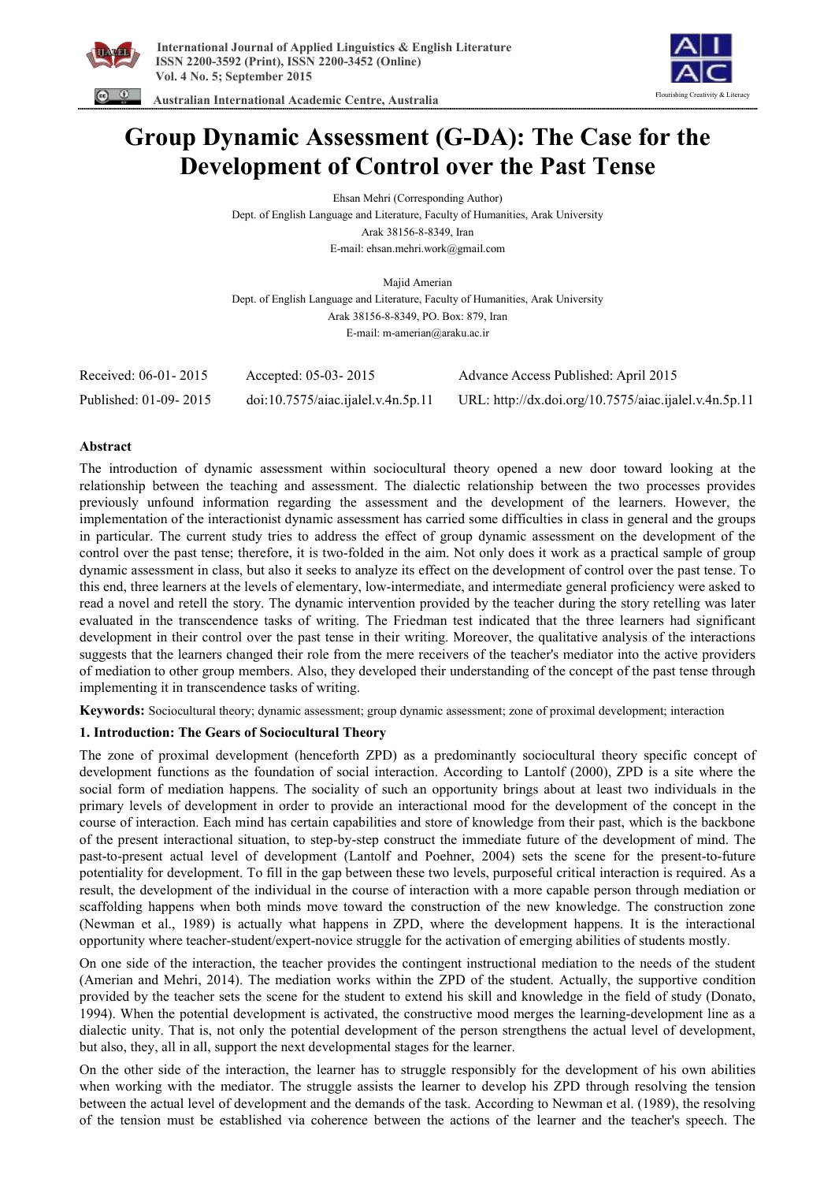# Group Dynamic Assessment (G-DA): The Case for the Development of Control over the Past Tense

Ehsan Mehri (Corresponding Author)

Dept. of English Language and Literature, Faculty of Humanities, Arak University

Arak 38156-8-8349, Iran

E-mail: ehsan.mehri.work@gmail.com

Majid Amerian

Dept. of English Language and Literature, Faculty of Humanities, Arak University

Arak 38156-8-8349, PO. Box: 879, Iran

E-mail: m-amerian@araku.ac.ir

| Received: 06-01- 2015 | Accepted: 05-03- 2015 | Advance Access Published: April 2015 |
|---|---|---|
| Published: 01-09- 2015 | doi:10.7575/aiac.ijalel.v.4n.5p.11 | URL: http://dx.doi.org/10.7575/aiac.ijalel.v.4n.5p.11 |

### Abstract

The introduction of dynamic assessment within sociocultural theory opened a new door toward looking at the relationship between the teaching and assessment. The dialectic relationship between the two processes provides previously unfound information regarding the assessment and the development of the learners. However, the implementation of the interactionist dynamic assessment has carried some difficulties in class in general and the groups in particular. The current study tries to address the effect of group dynamic assessment on the development of the control over the past tense; therefore, it is two-folded in the aim. Not only does it work as a practical sample of group dynamic assessment in class, but also it seeks to analyze its effect on the development of control over the past tense. To this end, three learners at the levels of elementary, low-intermediate, and intermediate general proficiency were asked to read a novel and retell the story. The dynamic intervention provided by the teacher during the story retelling was later evaluated in the transcendence tasks of writing. The Friedman test indicated that the three learners had significant development in their control over the past tense in their writing. Moreover, the qualitative analysis of the interactions suggests that the learners changed their role from the mere receivers of the teacher's mediator into the active providers of mediation to other group members. Also, they developed their understanding of the concept of the past tense through implementing it in transcendence tasks of writing.

**Keywords:** Sociocultural theory; dynamic assessment; group dynamic assessment; zone of proximal development; interaction

## 1. Introduction: The Gears of Sociocultural Theory

The zone of proximal development (henceforth ZPD) as a predominantly sociocultural theory specific concept of development functions as the foundation of social interaction. According to Lantolf (2000), ZPD is a site where the social form of mediation happens. The sociality of such an opportunity brings about at least two individuals in the primary levels of development in order to provide an interactional mood for the development of the concept in the course of interaction. Each mind has certain capabilities and store of knowledge from their past, which is the backbone of the present interactional situation, to step-by-step construct the immediate future of the development of mind. The past-to-present actual level of development (Lantolf and Poehner, 2004) sets the scene for the present-to-future potentiality for development. To fill in the gap between these two levels, purposeful critical interaction is required. As a result, the development of the individual in the course of interaction with a more capable person through mediation or scaffolding happens when both minds move toward the construction of the new knowledge. The construction zone (Newman et al., 1989) is actually what happens in ZPD, where the development happens. It is the interactional opportunity where teacher-student/expert-novice struggle for the activation of emerging abilities of students mostly.

On one side of the interaction, the teacher provides the contingent instructional mediation to the needs of the student (Amerian and Mehri, 2014). The mediation works within the ZPD of the student. Actually, the supportive condition provided by the teacher sets the scene for the student to extend his skill and knowledge in the field of study (Donato, 1994). When the potential development is activated, the constructive mood merges the learning-development line as a dialectic unity. That is, not only the potential development of the person strengthens the actual level of development, but also, they, all in all, support the next developmental stages for the learner.

On the other side of the interaction, the learner has to struggle responsibly for the development of his own abilities when working with the mediator. The struggle assists the learner to develop his ZPD through resolving the tension between the actual level of development and the demands of the task. According to Newman et al. (1989), the resolving of the tension must be established via coherence between the actions of the learner and the teacher's speech. The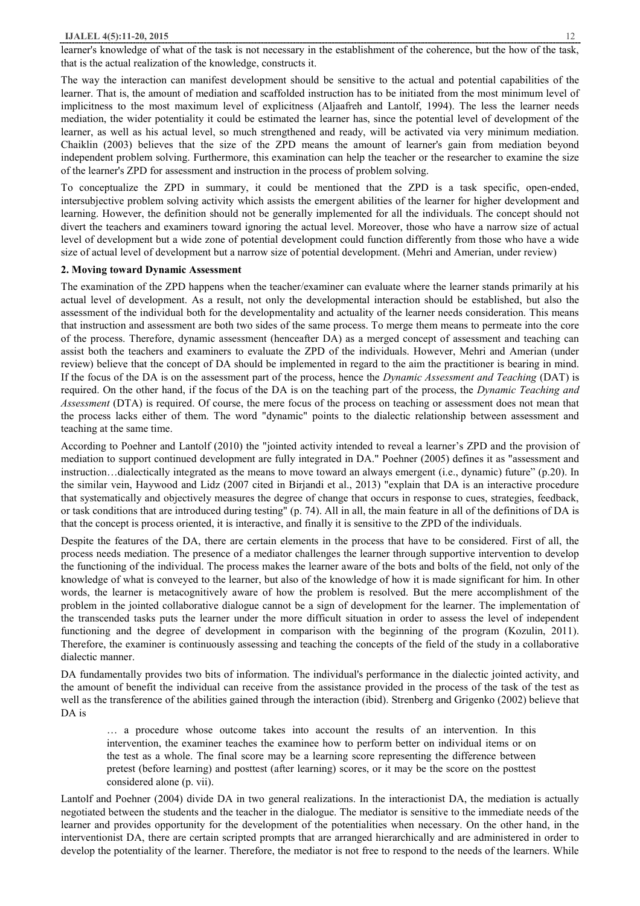learner's knowledge of what of the task is not necessary in the establishment of the coherence, but the how of the task, that is the actual realization of the knowledge, constructs it.

The way the interaction can manifest development should be sensitive to the actual and potential capabilities of the learner. That is, the amount of mediation and scaffolded instruction has to be initiated from the most minimum level of implicitness to the most maximum level of explicitness (Aljaafreh and Lantolf, 1994). The less the learner needs mediation, the wider potentiality it could be estimated the learner has, since the potential level of development of the learner, as well as his actual level, so much strengthened and ready, will be activated via very minimum mediation. Chaiklin (2003) believes that the size of the ZPD means the amount of learner's gain from mediation beyond independent problem solving. Furthermore, this examination can help the teacher or the researcher to examine the size of the learner's ZPD for assessment and instruction in the process of problem solving.

To conceptualize the ZPD in summary, it could be mentioned that the ZPD is a task specific, open-ended, intersubjective problem solving activity which assists the emergent abilities of the learner for higher development and learning. However, the definition should not be generally implemented for all the individuals. The concept should not divert the teachers and examiners toward ignoring the actual level. Moreover, those who have a narrow size of actual level of development but a wide zone of potential development could function differently from those who have a wide size of actual level of development but a narrow size of potential development. (Mehri and Amerian, under review)

## 2. Moving toward Dynamic Assessment

The examination of the ZPD happens when the teacher/examiner can evaluate where the learner stands primarily at his actual level of development. As a result, not only the developmental interaction should be established, but also the assessment of the individual both for the developmentality and actuality of the learner needs consideration. This means that instruction and assessment are both two sides of the same process. To merge them means to permeate into the core of the process. Therefore, dynamic assessment (henceafter DA) as a merged concept of assessment and teaching can assist both the teachers and examiners to evaluate the ZPD of the individuals. However, Mehri and Amerian (under review) believe that the concept of DA should be implemented in regard to the aim the practitioner is bearing in mind. If the focus of the DA is on the assessment part of the process, hence the *Dynamic Assessment and Teaching* (DAT) is required. On the other hand, if the focus of the DA is on the teaching part of the process, the *Dynamic Teaching and Assessment* (DTA) is required. Of course, the mere focus of the process on teaching or assessment does not mean that the process lacks either of them. The word "dynamic" points to the dialectic relationship between assessment and teaching at the same time.

According to Poehner and Lantolf (2010) the "jointed activity intended to reveal a learner's ZPD and the provision of mediation to support continued development are fully integrated in DA." Poehner (2005) defines it as "assessment and instruction…dialectically integrated as the means to move toward an always emergent (i.e., dynamic) future" (p.20). In the similar vein, Haywood and Lidz (2007 cited in Birjandi et al., 2013) "explain that DA is an interactive procedure that systematically and objectively measures the degree of change that occurs in response to cues, strategies, feedback, or task conditions that are introduced during testing" (p. 74). All in all, the main feature in all of the definitions of DA is that the concept is process oriented, it is interactive, and finally it is sensitive to the ZPD of the individuals.

Despite the features of the DA, there are certain elements in the process that have to be considered. First of all, the process needs mediation. The presence of a mediator challenges the learner through supportive intervention to develop the functioning of the individual. The process makes the learner aware of the bots and bolts of the field, not only of the knowledge of what is conveyed to the learner, but also of the knowledge of how it is made significant for him. In other words, the learner is metacognitively aware of how the problem is resolved. But the mere accomplishment of the problem in the jointed collaborative dialogue cannot be a sign of development for the learner. The implementation of the transcended tasks puts the learner under the more difficult situation in order to assess the level of independent functioning and the degree of development in comparison with the beginning of the program (Kozulin, 2011). Therefore, the examiner is continuously assessing and teaching the concepts of the field of the study in a collaborative dialectic manner.

DA fundamentally provides two bits of information. The individual's performance in the dialectic jointed activity, and the amount of benefit the individual can receive from the assistance provided in the process of the task of the test as well as the transference of the abilities gained through the interaction (ibid). Strenberg and Grigenko (2002) believe that DA is

> … a procedure whose outcome takes into account the results of an intervention. In this intervention, the examiner teaches the examinee how to perform better on individual items or on the test as a whole. The final score may be a learning score representing the difference between pretest (before learning) and posttest (after learning) scores, or it may be the score on the posttest considered alone (p. vii).

Lantolf and Poehner (2004) divide DA in two general realizations. In the interactionist DA, the mediation is actually negotiated between the students and the teacher in the dialogue. The mediator is sensitive to the immediate needs of the learner and provides opportunity for the development of the potentialities when necessary. On the other hand, in the interventionist DA, there are certain scripted prompts that are arranged hierarchically and are administered in order to develop the potentiality of the learner. Therefore, the mediator is not free to respond to the needs of the learners. While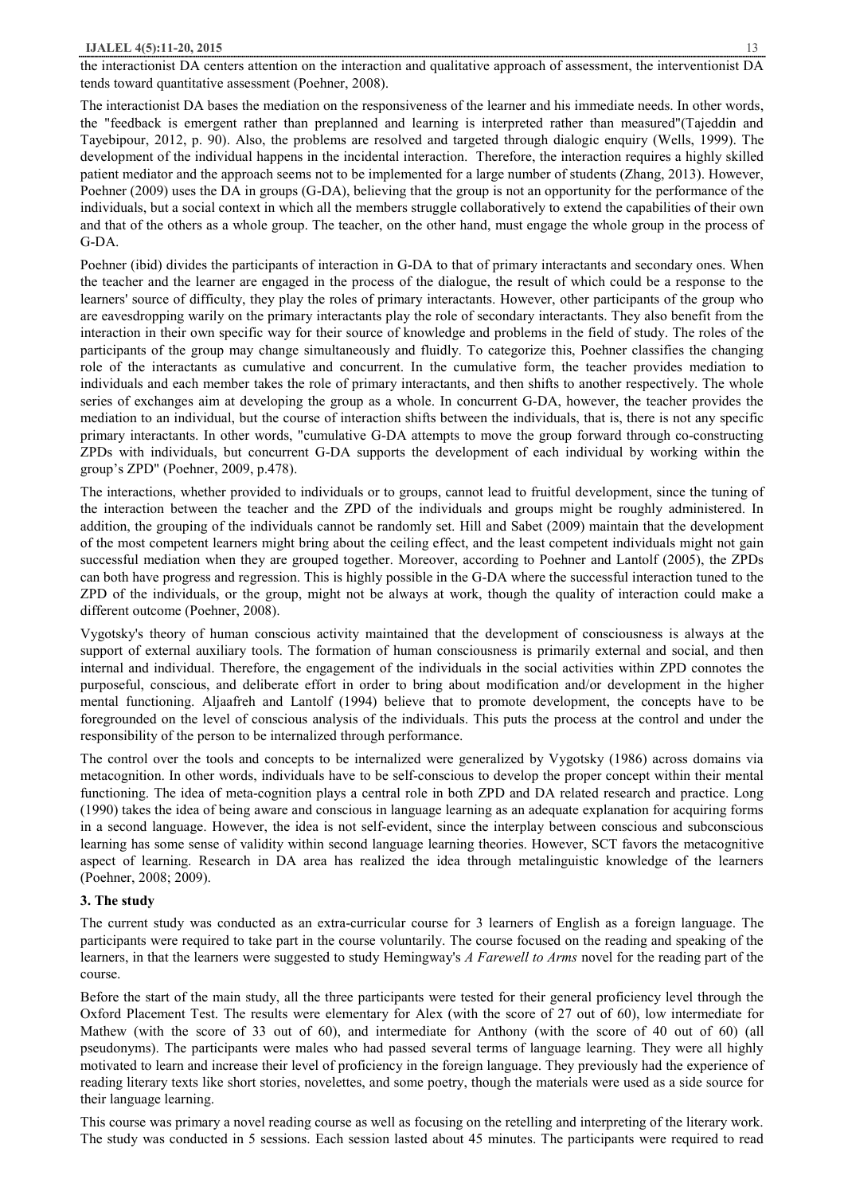the interactionist DA centers attention on the interaction and qualitative approach of assessment, the interventionist DA tends toward quantitative assessment (Poehner, 2008).

The interactionist DA bases the mediation on the responsiveness of the learner and his immediate needs. In other words, the "feedback is emergent rather than preplanned and learning is interpreted rather than measured"(Tajeddin and Tayebipour, 2012, p. 90). Also, the problems are resolved and targeted through dialogic enquiry (Wells, 1999). The development of the individual happens in the incidental interaction. Therefore, the interaction requires a highly skilled patient mediator and the approach seems not to be implemented for a large number of students (Zhang, 2013). However, Poehner (2009) uses the DA in groups (G-DA), believing that the group is not an opportunity for the performance of the individuals, but a social context in which all the members struggle collaboratively to extend the capabilities of their own and that of the others as a whole group. The teacher, on the other hand, must engage the whole group in the process of G-DA.

Poehner (ibid) divides the participants of interaction in G-DA to that of primary interactants and secondary ones. When the teacher and the learner are engaged in the process of the dialogue, the result of which could be a response to the learners' source of difficulty, they play the roles of primary interactants. However, other participants of the group who are eavesdropping warily on the primary interactants play the role of secondary interactants. They also benefit from the interaction in their own specific way for their source of knowledge and problems in the field of study. The roles of the participants of the group may change simultaneously and fluidly. To categorize this, Poehner classifies the changing role of the interactants as cumulative and concurrent. In the cumulative form, the teacher provides mediation to individuals and each member takes the role of primary interactants, and then shifts to another respectively. The whole series of exchanges aim at developing the group as a whole. In concurrent G-DA, however, the teacher provides the mediation to an individual, but the course of interaction shifts between the individuals, that is, there is not any specific primary interactants. In other words, "cumulative G-DA attempts to move the group forward through co-constructing ZPDs with individuals, but concurrent G-DA supports the development of each individual by working within the group's ZPD" (Poehner, 2009, p.478).

The interactions, whether provided to individuals or to groups, cannot lead to fruitful development, since the tuning of the interaction between the teacher and the ZPD of the individuals and groups might be roughly administered. In addition, the grouping of the individuals cannot be randomly set. Hill and Sabet (2009) maintain that the development of the most competent learners might bring about the ceiling effect, and the least competent individuals might not gain successful mediation when they are grouped together. Moreover, according to Poehner and Lantolf (2005), the ZPDs can both have progress and regression. This is highly possible in the G-DA where the successful interaction tuned to the ZPD of the individuals, or the group, might not be always at work, though the quality of interaction could make a different outcome (Poehner, 2008).

Vygotsky's theory of human conscious activity maintained that the development of consciousness is always at the support of external auxiliary tools. The formation of human consciousness is primarily external and social, and then internal and individual. Therefore, the engagement of the individuals in the social activities within ZPD connotes the purposeful, conscious, and deliberate effort in order to bring about modification and/or development in the higher mental functioning. Aljaafreh and Lantolf (1994) believe that to promote development, the concepts have to be foregrounded on the level of conscious analysis of the individuals. This puts the process at the control and under the responsibility of the person to be internalized through performance.

The control over the tools and concepts to be internalized were generalized by Vygotsky (1986) across domains via metacognition. In other words, individuals have to be self-conscious to develop the proper concept within their mental functioning. The idea of meta-cognition plays a central role in both ZPD and DA related research and practice. Long (1990) takes the idea of being aware and conscious in language learning as an adequate explanation for acquiring forms in a second language. However, the idea is not self-evident, since the interplay between conscious and subconscious learning has some sense of validity within second language learning theories. However, SCT favors the metacognitive aspect of learning. Research in DA area has realized the idea through metalinguistic knowledge of the learners (Poehner, 2008; 2009).

## 3. The study

The current study was conducted as an extra-curricular course for 3 learners of English as a foreign language. The participants were required to take part in the course voluntarily. The course focused on the reading and speaking of the learners, in that the learners were suggested to study Hemingway's *A Farewell to Arms* novel for the reading part of the course.

Before the start of the main study, all the three participants were tested for their general proficiency level through the Oxford Placement Test. The results were elementary for Alex (with the score of 27 out of 60), low intermediate for Mathew (with the score of 33 out of 60), and intermediate for Anthony (with the score of 40 out of 60) (all pseudonyms). The participants were males who had passed several terms of language learning. They were all highly motivated to learn and increase their level of proficiency in the foreign language. They previously had the experience of reading literary texts like short stories, novelettes, and some poetry, though the materials were used as a side source for their language learning.

This course was primary a novel reading course as well as focusing on the retelling and interpreting of the literary work. The study was conducted in 5 sessions. Each session lasted about 45 minutes. The participants were required to read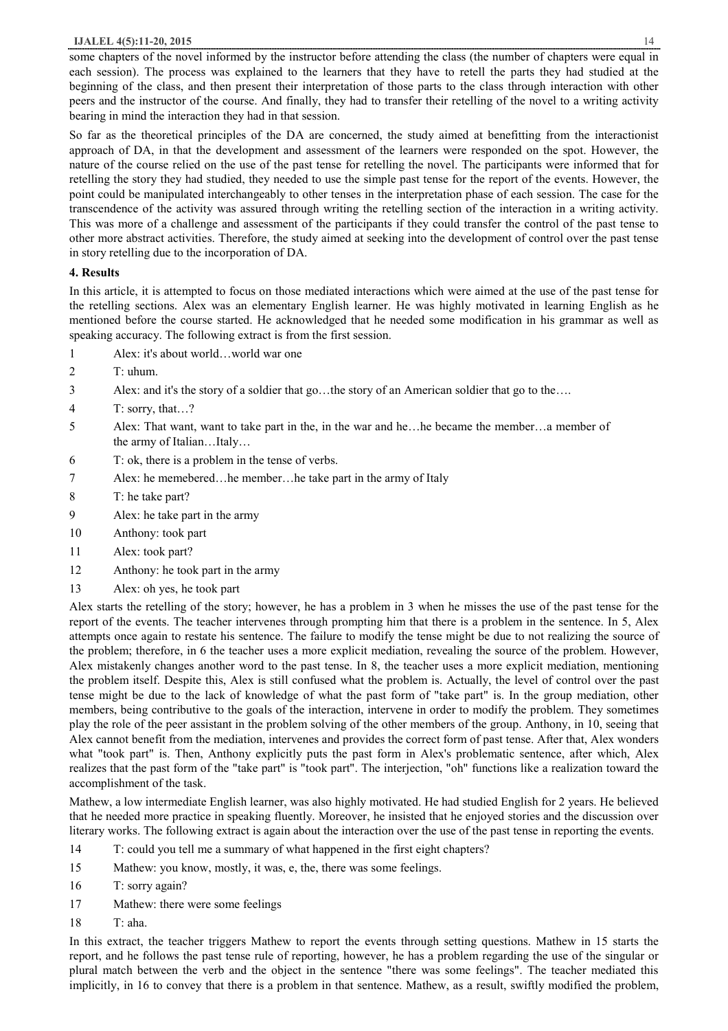some chapters of the novel informed by the instructor before attending the class (the number of chapters were equal in each session). The process was explained to the learners that they have to retell the parts they had studied at the beginning of the class, and then present their interpretation of those parts to the class through interaction with other peers and the instructor of the course. And finally, they had to transfer their retelling of the novel to a writing activity bearing in mind the interaction they had in that session.

So far as the theoretical principles of the DA are concerned, the study aimed at benefitting from the interactionist approach of DA, in that the development and assessment of the learners were responded on the spot. However, the nature of the course relied on the use of the past tense for retelling the novel. The participants were informed that for retelling the story they had studied, they needed to use the simple past tense for the report of the events. However, the point could be manipulated interchangeably to other tenses in the interpretation phase of each session. The case for the transcendence of the activity was assured through writing the retelling section of the interaction in a writing activity. This was more of a challenge and assessment of the participants if they could transfer the control of the past tense to other more abstract activities. Therefore, the study aimed at seeking into the development of control over the past tense in story retelling due to the incorporation of DA.

## 4. Results

In this article, it is attempted to focus on those mediated interactions which were aimed at the use of the past tense for the retelling sections. Alex was an elementary English learner. He was highly motivated in learning English as he mentioned before the course started. He acknowledged that he needed some modification in his grammar as well as speaking accuracy. The following extract is from the first session.

1 Alex: it's about world…world war one

2 T: uhum.

3 Alex: and it's the story of a soldier that go…the story of an American soldier that go to the….

4 T: sorry, that…?

5 Alex: That want, want to take part in the, in the war and he…he became the member…a member of the army of Italian…Italy…

6 T: ok, there is a problem in the tense of verbs.

7 Alex: he memebered…he member…he take part in the army of Italy

8 T: he take part?

9 Alex: he take part in the army

10 Anthony: took part

11 Alex: took part?

12 Anthony: he took part in the army

13 Alex: oh yes, he took part

Alex starts the retelling of the story; however, he has a problem in 3 when he misses the use of the past tense for the report of the events. The teacher intervenes through prompting him that there is a problem in the sentence. In 5, Alex attempts once again to restate his sentence. The failure to modify the tense might be due to not realizing the source of the problem; therefore, in 6 the teacher uses a more explicit mediation, revealing the source of the problem. However, Alex mistakenly changes another word to the past tense. In 8, the teacher uses a more explicit mediation, mentioning the problem itself. Despite this, Alex is still confused what the problem is. Actually, the level of control over the past tense might be due to the lack of knowledge of what the past form of "take part" is. In the group mediation, other members, being contributive to the goals of the interaction, intervene in order to modify the problem. They sometimes play the role of the peer assistant in the problem solving of the other members of the group. Anthony, in 10, seeing that Alex cannot benefit from the mediation, intervenes and provides the correct form of past tense. After that, Alex wonders what "took part" is. Then, Anthony explicitly puts the past form in Alex's problematic sentence, after which, Alex realizes that the past form of the "take part" is "took part". The interjection, "oh" functions like a realization toward the accomplishment of the task.

Mathew, a low intermediate English learner, was also highly motivated. He had studied English for 2 years. He believed that he needed more practice in speaking fluently. Moreover, he insisted that he enjoyed stories and the discussion over literary works. The following extract is again about the interaction over the use of the past tense in reporting the events.

14 T: could you tell me a summary of what happened in the first eight chapters?

15 Mathew: you know, mostly, it was, e, the, there was some feelings.

16 T: sorry again?

17 Mathew: there were some feelings

18 T: aha.

In this extract, the teacher triggers Mathew to report the events through setting questions. Mathew in 15 starts the report, and he follows the past tense rule of reporting, however, he has a problem regarding the use of the singular or plural match between the verb and the object in the sentence "there was some feelings". The teacher mediated this implicitly, in 16 to convey that there is a problem in that sentence. Mathew, as a result, swiftly modified the problem,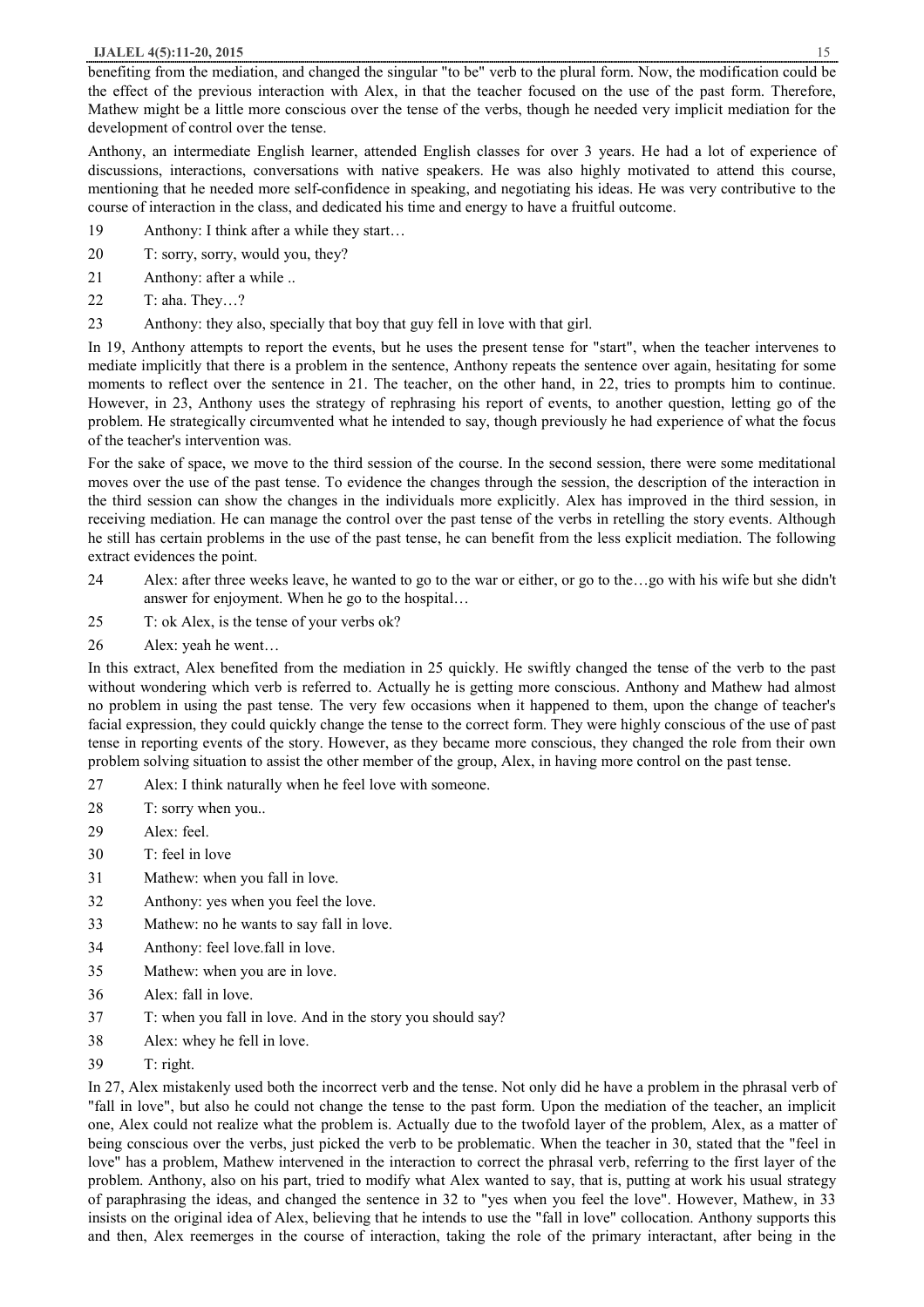benefiting from the mediation, and changed the singular "to be" verb to the plural form. Now, the modification could be the effect of the previous interaction with Alex, in that the teacher focused on the use of the past form. Therefore, Mathew might be a little more conscious over the tense of the verbs, though he needed very implicit mediation for the development of control over the tense.

Anthony, an intermediate English learner, attended English classes for over 3 years. He had a lot of experience of discussions, interactions, conversations with native speakers. He was also highly motivated to attend this course, mentioning that he needed more self-confidence in speaking, and negotiating his ideas. He was very contributive to the course of interaction in the class, and dedicated his time and energy to have a fruitful outcome.

19 Anthony: I think after a while they start…

20 T: sorry, sorry, would you, they?

21 Anthony: after a while ..

22 T: aha. They…?

23 Anthony: they also, specially that boy that guy fell in love with that girl.

In 19, Anthony attempts to report the events, but he uses the present tense for "start", when the teacher intervenes to mediate implicitly that there is a problem in the sentence, Anthony repeats the sentence over again, hesitating for some moments to reflect over the sentence in 21. The teacher, on the other hand, in 22, tries to prompts him to continue. However, in 23, Anthony uses the strategy of rephrasing his report of events, to another question, letting go of the problem. He strategically circumvented what he intended to say, though previously he had experience of what the focus of the teacher's intervention was.

For the sake of space, we move to the third session of the course. In the second session, there were some meditational moves over the use of the past tense. To evidence the changes through the session, the description of the interaction in the third session can show the changes in the individuals more explicitly. Alex has improved in the third session, in receiving mediation. He can manage the control over the past tense of the verbs in retelling the story events. Although he still has certain problems in the use of the past tense, he can benefit from the less explicit mediation. The following extract evidences the point.

24 Alex: after three weeks leave, he wanted to go to the war or either, or go to the…go with his wife but she didn't answer for enjoyment. When he go to the hospital…

25 T: ok Alex, is the tense of your verbs ok?

26 Alex: yeah he went…

In this extract, Alex benefited from the mediation in 25 quickly. He swiftly changed the tense of the verb to the past without wondering which verb is referred to. Actually he is getting more conscious. Anthony and Mathew had almost no problem in using the past tense. The very few occasions when it happened to them, upon the change of teacher's facial expression, they could quickly change the tense to the correct form. They were highly conscious of the use of past tense in reporting events of the story. However, as they became more conscious, they changed the role from their own problem solving situation to assist the other member of the group, Alex, in having more control on the past tense.

27 Alex: I think naturally when he feel love with someone.

28 T: sorry when you..

29 Alex: feel.

30 T: feel in love

31 Mathew: when you fall in love.

32 Anthony: yes when you feel the love.

33 Mathew: no he wants to say fall in love.

34 Anthony: feel love.fall in love.

35 Mathew: when you are in love.

36 Alex: fall in love.

37 T: when you fall in love. And in the story you should say?

38 Alex: whey he fell in love.

39 T: right.

In 27, Alex mistakenly used both the incorrect verb and the tense. Not only did he have a problem in the phrasal verb of "fall in love", but also he could not change the tense to the past form. Upon the mediation of the teacher, an implicit one, Alex could not realize what the problem is. Actually due to the twofold layer of the problem, Alex, as a matter of being conscious over the verbs, just picked the verb to be problematic. When the teacher in 30, stated that the "feel in love" has a problem, Mathew intervened in the interaction to correct the phrasal verb, referring to the first layer of the problem. Anthony, also on his part, tried to modify what Alex wanted to say, that is, putting at work his usual strategy of paraphrasing the ideas, and changed the sentence in 32 to "yes when you feel the love". However, Mathew, in 33 insists on the original idea of Alex, believing that he intends to use the "fall in love" collocation. Anthony supports this and then, Alex reemerges in the course of interaction, taking the role of the primary interactant, after being in the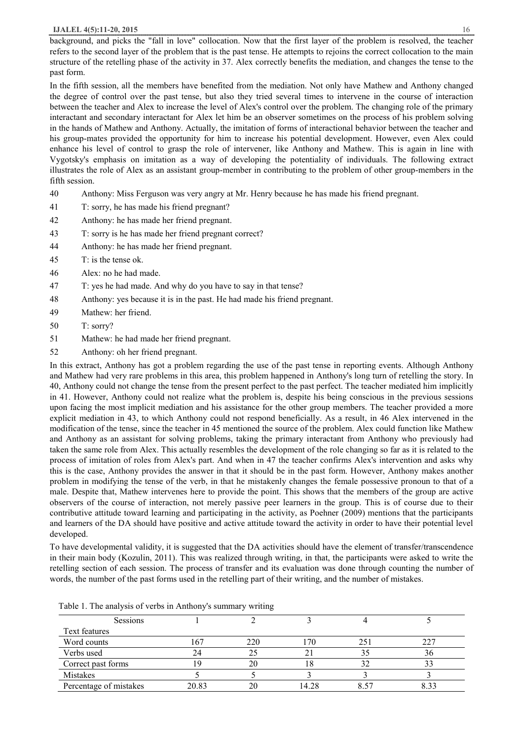background, and picks the "fall in love" collocation. Now that the first layer of the problem is resolved, the teacher refers to the second layer of the problem that is the past tense. He attempts to rejoins the correct collocation to the main structure of the retelling phase of the activity in 37. Alex correctly benefits the mediation, and changes the tense to the past form.

In the fifth session, all the members have benefited from the mediation. Not only have Mathew and Anthony changed the degree of control over the past tense, but also they tried several times to intervene in the course of interaction between the teacher and Alex to increase the level of Alex's control over the problem. The changing role of the primary interactant and secondary interactant for Alex let him be an observer sometimes on the process of his problem solving in the hands of Mathew and Anthony. Actually, the imitation of forms of interactional behavior between the teacher and his group-mates provided the opportunity for him to increase his potential development. However, even Alex could enhance his level of control to grasp the role of intervener, like Anthony and Mathew. This is again in line with Vygotsky's emphasis on imitation as a way of developing the potentiality of individuals. The following extract illustrates the role of Alex as an assistant group-member in contributing to the problem of other group-members in the fifth session.

40 Anthony: Miss Ferguson was very angry at Mr. Henry because he has made his friend pregnant.
41 T: sorry, he has made his friend pregnant?
42 Anthony: he has made her friend pregnant.
43 T: sorry is he has made her friend pregnant correct?
44 Anthony: he has made her friend pregnant.
45 T: is the tense ok.
46 Alex: no he had made.
47 T: yes he had made. And why do you have to say in that tense?
48 Anthony: yes because it is in the past. He had made his friend pregnant.
49 Mathew: her friend.
50 T: sorry?
51 Mathew: he had made her friend pregnant.
52 Anthony: oh her friend pregnant.

In this extract, Anthony has got a problem regarding the use of the past tense in reporting events. Although Anthony and Mathew had very rare problems in this area, this problem happened in Anthony's long turn of retelling the story. In 40, Anthony could not change the tense from the present perfect to the past perfect. The teacher mediated him implicitly in 41. However, Anthony could not realize what the problem is, despite his being conscious in the previous sessions upon facing the most implicit mediation and his assistance for the other group members. The teacher provided a more explicit mediation in 43, to which Anthony could not respond beneficially. As a result, in 46 Alex intervened in the modification of the tense, since the teacher in 45 mentioned the source of the problem. Alex could function like Mathew and Anthony as an assistant for solving problems, taking the primary interactant from Anthony who previously had taken the same role from Alex. This actually resembles the development of the role changing so far as it is related to the process of imitation of roles from Alex's part. And when in 47 the teacher confirms Alex's intervention and asks why this is the case, Anthony provides the answer in that it should be in the past form. However, Anthony makes another problem in modifying the tense of the verb, in that he mistakenly changes the female possessive pronoun to that of a male. Despite that, Mathew intervenes here to provide the point. This shows that the members of the group are active observers of the course of interaction, not merely passive peer learners in the group. This is of course due to their contributive attitude toward learning and participating in the activity, as Poehner (2009) mentions that the participants and learners of the DA should have positive and active attitude toward the activity in order to have their potential level developed.

To have developmental validity, it is suggested that the DA activities should have the element of transfer/transcendence in their main body (Kozulin, 2011). This was realized through writing, in that, the participants were asked to write the retelling section of each session. The process of transfer and its evaluation was done through counting the number of words, the number of the past forms used in the retelling part of their writing, and the number of mistakes.

Table 1. The analysis of verbs in Anthony's summary writing

| Sessions | 1 | 2 | 3 | 4 | 5 |
|---|---|---|---|---|---|
| Text features | | | | | |
| Word counts | 167 | 220 | 170 | 251 | 227 |
| Verbs used | 24 | 25 | 21 | 35 | 36 |
| Correct past forms | 19 | 20 | 18 | 32 | 33 |
| Mistakes | 5 | 5 | 3 | 3 | 3 |
| Percentage of mistakes | 20.83 | 20 | 14.28 | 8.57 | 8.33 |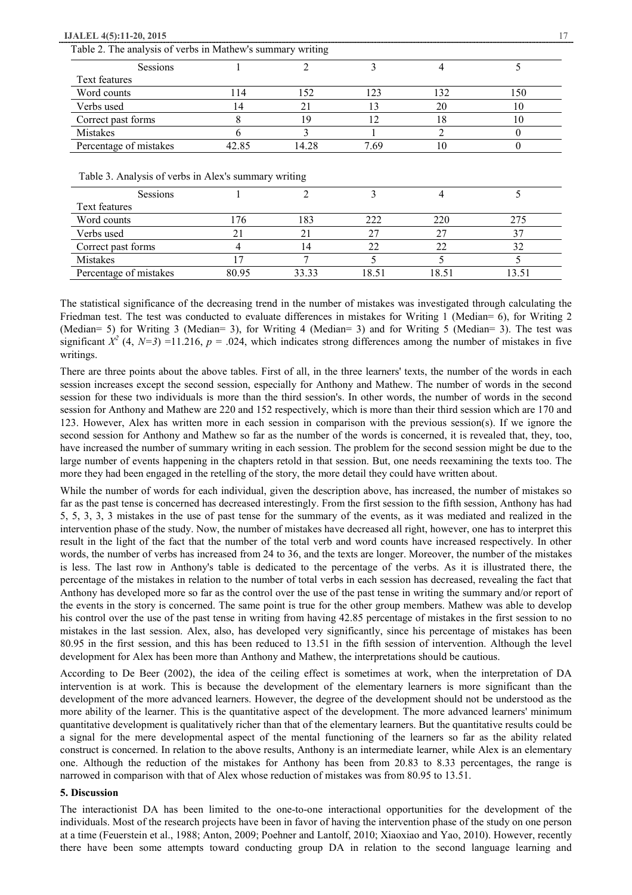Table 2. The analysis of verbs in Mathew's summary writing

| Sessions<br>Text features | 1 | 2 | 3 | 4 | 5 |
|---|---|---|---|---|---|
| Word counts | 114 | 152 | 123 | 132 | 150 |
| Verbs used | 14 | 21 | 13 | 20 | 10 |
| Correct past forms | 8 | 19 | 12 | 18 | 10 |
| Mistakes | 6 | 3 | 1 | 2 | 0 |
| Percentage of mistakes | 42.85 | 14.28 | 7.69 | 10 | 0 |

Table 3. Analysis of verbs in Alex's summary writing

| Sessions<br>Text features | 1 | 2 | 3 | 4 | 5 |
|---|---|---|---|---|---|
| Word counts | 176 | 183 | 222 | 220 | 275 |
| Verbs used | 21 | 21 | 27 | 27 | 37 |
| Correct past forms | 4 | 14 | 22 | 22 | 32 |
| Mistakes | 17 | 7 | 5 | 5 | 5 |
| Percentage of mistakes | 80.95 | 33.33 | 18.51 | 18.51 | 13.51 |

The statistical significance of the decreasing trend in the number of mistakes was investigated through calculating the Friedman test. The test was conducted to evaluate differences in mistakes for Writing 1 (Median= 6), for Writing 2 (Median= 5) for Writing 3 (Median= 3), for Writing 4 (Median= 3) and for Writing 5 (Median= 3). The test was significant $X^2$ (4, $N=3$) =11.216, $p$ = .024, which indicates strong differences among the number of mistakes in five writings.

There are three points about the above tables. First of all, in the three learners' texts, the number of the words in each session increases except the second session, especially for Anthony and Mathew. The number of words in the second session for these two individuals is more than the third session's. In other words, the number of words in the second session for Anthony and Mathew are 220 and 152 respectively, which is more than their third session which are 170 and 123. However, Alex has written more in each session in comparison with the previous session(s). If we ignore the second session for Anthony and Mathew so far as the number of the words is concerned, it is revealed that, they, too, have increased the number of summary writing in each session. The problem for the second session might be due to the large number of events happening in the chapters retold in that session. But, one needs reexamining the texts too. The more they had been engaged in the retelling of the story, the more detail they could have written about.

While the number of words for each individual, given the description above, has increased, the number of mistakes so far as the past tense is concerned has decreased interestingly. From the first session to the fifth session, Anthony has had 5, 5, 3, 3, 3 mistakes in the use of past tense for the summary of the events, as it was mediated and realized in the intervention phase of the study. Now, the number of mistakes have decreased all right, however, one has to interpret this result in the light of the fact that the number of the total verb and word counts have increased respectively. In other words, the number of verbs has increased from 24 to 36, and the texts are longer. Moreover, the number of the mistakes is less. The last row in Anthony's table is dedicated to the percentage of the verbs. As it is illustrated there, the percentage of the mistakes in relation to the number of total verbs in each session has decreased, revealing the fact that Anthony has developed more so far as the control over the use of the past tense in writing the summary and/or report of the events in the story is concerned. The same point is true for the other group members. Mathew was able to develop his control over the use of the past tense in writing from having 42.85 percentage of mistakes in the first session to no mistakes in the last session. Alex, also, has developed very significantly, since his percentage of mistakes has been 80.95 in the first session, and this has been reduced to 13.51 in the fifth session of intervention. Although the level development for Alex has been more than Anthony and Mathew, the interpretations should be cautious.

According to De Beer (2002), the idea of the ceiling effect is sometimes at work, when the interpretation of DA intervention is at work. This is because the development of the elementary learners is more significant than the development of the more advanced learners. However, the degree of the development should not be understood as the more ability of the learner. This is the quantitative aspect of the development. The more advanced learners' minimum quantitative development is qualitatively richer than that of the elementary learners. But the quantitative results could be a signal for the mere developmental aspect of the mental functioning of the learners so far as the ability related construct is concerned. In relation to the above results, Anthony is an intermediate learner, while Alex is an elementary one. Although the reduction of the mistakes for Anthony has been from 20.83 to 8.33 percentages, the range is narrowed in comparison with that of Alex whose reduction of mistakes was from 80.95 to 13.51.

## 5. Discussion

The interactionist DA has been limited to the one-to-one interactional opportunities for the development of the individuals. Most of the research projects have been in favor of having the intervention phase of the study on one person at a time (Feuerstein et al., 1988; Anton, 2009; Poehner and Lantolf, 2010; Xiaoxiao and Yao, 2010). However, recently there have been some attempts toward conducting group DA in relation to the second language learning and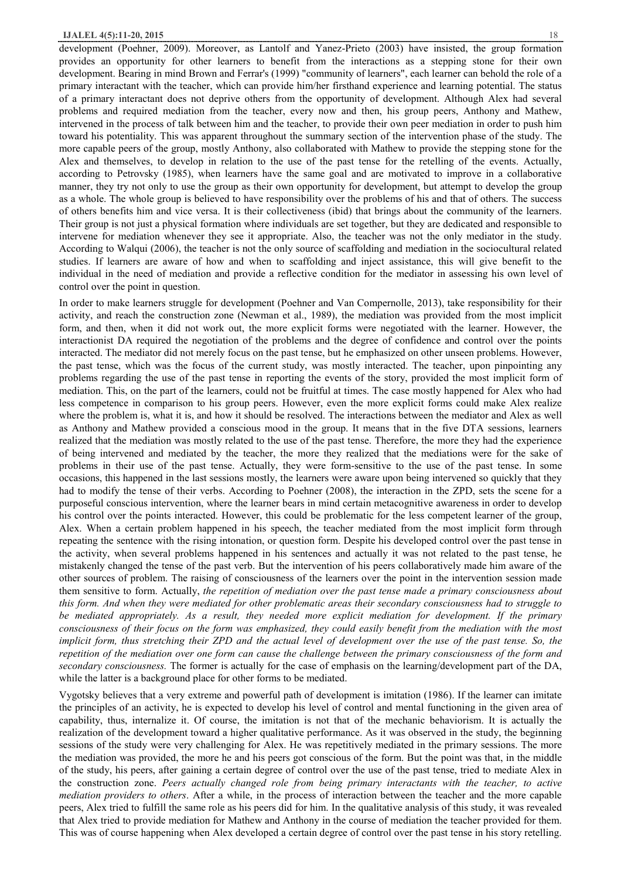development (Poehner, 2009). Moreover, as Lantolf and Yanez-Prieto (2003) have insisted, the group formation provides an opportunity for other learners to benefit from the interactions as a stepping stone for their own development. Bearing in mind Brown and Ferrar's (1999) "community of learners", each learner can behold the role of a primary interactant with the teacher, which can provide him/her firsthand experience and learning potential. The status of a primary interactant does not deprive others from the opportunity of development. Although Alex had several problems and required mediation from the teacher, every now and then, his group peers, Anthony and Mathew, intervened in the process of talk between him and the teacher, to provide their own peer mediation in order to push him toward his potentiality. This was apparent throughout the summary section of the intervention phase of the study. The more capable peers of the group, mostly Anthony, also collaborated with Mathew to provide the stepping stone for the Alex and themselves, to develop in relation to the use of the past tense for the retelling of the events. Actually, according to Petrovsky (1985), when learners have the same goal and are motivated to improve in a collaborative manner, they try not only to use the group as their own opportunity for development, but attempt to develop the group as a whole. The whole group is believed to have responsibility over the problems of his and that of others. The success of others benefits him and vice versa. It is their collectiveness (ibid) that brings about the community of the learners. Their group is not just a physical formation where individuals are set together, but they are dedicated and responsible to intervene for mediation whenever they see it appropriate. Also, the teacher was not the only mediator in the study. According to Walqui (2006), the teacher is not the only source of scaffolding and mediation in the sociocultural related studies. If learners are aware of how and when to scaffolding and inject assistance, this will give benefit to the individual in the need of mediation and provide a reflective condition for the mediator in assessing his own level of control over the point in question.

In order to make learners struggle for development (Poehner and Van Compernolle, 2013), take responsibility for their activity, and reach the construction zone (Newman et al., 1989), the mediation was provided from the most implicit form, and then, when it did not work out, the more explicit forms were negotiated with the learner. However, the interactionist DA required the negotiation of the problems and the degree of confidence and control over the points interacted. The mediator did not merely focus on the past tense, but he emphasized on other unseen problems. However, the past tense, which was the focus of the current study, was mostly interacted. The teacher, upon pinpointing any problems regarding the use of the past tense in reporting the events of the story, provided the most implicit form of mediation. This, on the part of the learners, could not be fruitful at times. The case mostly happened for Alex who had less competence in comparison to his group peers. However, even the more explicit forms could make Alex realize where the problem is, what it is, and how it should be resolved. The interactions between the mediator and Alex as well as Anthony and Mathew provided a conscious mood in the group. It means that in the five DTA sessions, learners realized that the mediation was mostly related to the use of the past tense. Therefore, the more they had the experience of being intervened and mediated by the teacher, the more they realized that the mediations were for the sake of problems in their use of the past tense. Actually, they were form-sensitive to the use of the past tense. In some occasions, this happened in the last sessions mostly, the learners were aware upon being intervened so quickly that they had to modify the tense of their verbs. According to Poehner (2008), the interaction in the ZPD, sets the scene for a purposeful conscious intervention, where the learner bears in mind certain metacognitive awareness in order to develop his control over the points interacted. However, this could be problematic for the less competent learner of the group, Alex. When a certain problem happened in his speech, the teacher mediated from the most implicit form through repeating the sentence with the rising intonation, or question form. Despite his developed control over the past tense in the activity, when several problems happened in his sentences and actually it was not related to the past tense, he mistakenly changed the tense of the past verb. But the intervention of his peers collaboratively made him aware of the other sources of problem. The raising of consciousness of the learners over the point in the intervention session made them sensitive to form. Actually, *the repetition of mediation over the past tense made a primary consciousness about this form. And when they were mediated for other problematic areas their secondary consciousness had to struggle to be mediated appropriately. As a result, they needed more explicit mediation for development. If the primary consciousness of their focus on the form was emphasized, they could easily benefit from the mediation with the most implicit form, thus stretching their ZPD and the actual level of development over the use of the past tense. So, the repetition of the mediation over one form can cause the challenge between the primary consciousness of the form and secondary consciousness.* The former is actually for the case of emphasis on the learning/development part of the DA, while the latter is a background place for other forms to be mediated.

Vygotsky believes that a very extreme and powerful path of development is imitation (1986). If the learner can imitate the principles of an activity, he is expected to develop his level of control and mental functioning in the given area of capability, thus, internalize it. Of course, the imitation is not that of the mechanic behaviorism. It is actually the realization of the development toward a higher qualitative performance. As it was observed in the study, the beginning sessions of the study were very challenging for Alex. He was repetitively mediated in the primary sessions. The more the mediation was provided, the more he and his peers got conscious of the form. But the point was that, in the middle of the study, his peers, after gaining a certain degree of control over the use of the past tense, tried to mediate Alex in the construction zone. *Peers actually changed role from being primary interactants with the teacher, to active mediation providers to others*. After a while, in the process of interaction between the teacher and the more capable peers, Alex tried to fulfill the same role as his peers did for him. In the qualitative analysis of this study, it was revealed that Alex tried to provide mediation for Mathew and Anthony in the course of mediation the teacher provided for them. This was of course happening when Alex developed a certain degree of control over the past tense in his story retelling.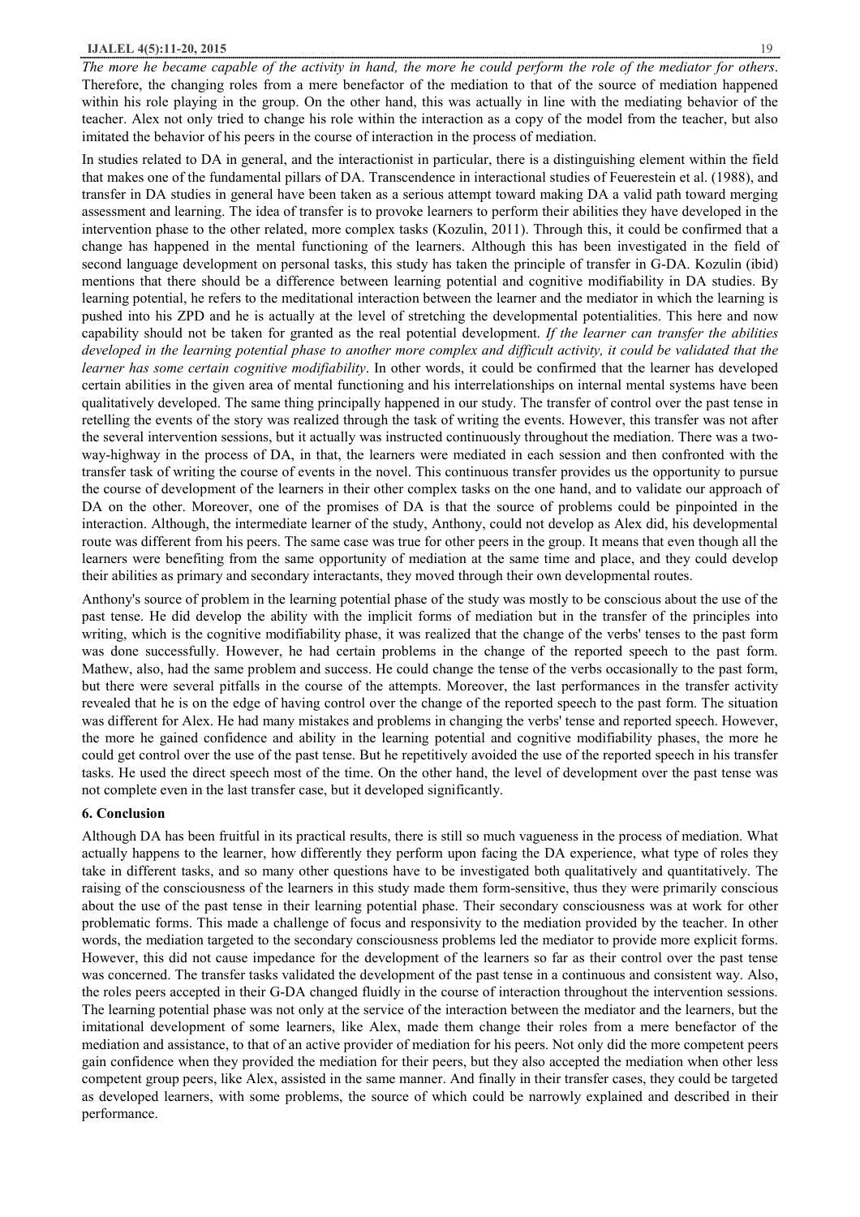*The more he became capable of the activity in hand, the more he could perform the role of the mediator for others*. Therefore, the changing roles from a mere benefactor of the mediation to that of the source of mediation happened within his role playing in the group. On the other hand, this was actually in line with the mediating behavior of the teacher. Alex not only tried to change his role within the interaction as a copy of the model from the teacher, but also imitated the behavior of his peers in the course of interaction in the process of mediation.

In studies related to DA in general, and the interactionist in particular, there is a distinguishing element within the field that makes one of the fundamental pillars of DA. Transcendence in interactional studies of Feuerestein et al. (1988), and transfer in DA studies in general have been taken as a serious attempt toward making DA a valid path toward merging assessment and learning. The idea of transfer is to provoke learners to perform their abilities they have developed in the intervention phase to the other related, more complex tasks (Kozulin, 2011). Through this, it could be confirmed that a change has happened in the mental functioning of the learners. Although this has been investigated in the field of second language development on personal tasks, this study has taken the principle of transfer in G-DA. Kozulin (ibid) mentions that there should be a difference between learning potential and cognitive modifiability in DA studies. By learning potential, he refers to the meditational interaction between the learner and the mediator in which the learning is pushed into his ZPD and he is actually at the level of stretching the developmental potentialities. This here and now capability should not be taken for granted as the real potential development. *If the learner can transfer the abilities developed in the learning potential phase to another more complex and difficult activity, it could be validated that the learner has some certain cognitive modifiability*. In other words, it could be confirmed that the learner has developed certain abilities in the given area of mental functioning and his interrelationships on internal mental systems have been qualitatively developed. The same thing principally happened in our study. The transfer of control over the past tense in retelling the events of the story was realized through the task of writing the events. However, this transfer was not after the several intervention sessions, but it actually was instructed continuously throughout the mediation. There was a two-way-highway in the process of DA, in that, the learners were mediated in each session and then confronted with the transfer task of writing the course of events in the novel. This continuous transfer provides us the opportunity to pursue the course of development of the learners in their other complex tasks on the one hand, and to validate our approach of DA on the other. Moreover, one of the promises of DA is that the source of problems could be pinpointed in the interaction. Although, the intermediate learner of the study, Anthony, could not develop as Alex did, his developmental route was different from his peers. The same case was true for other peers in the group. It means that even though all the learners were benefiting from the same opportunity of mediation at the same time and place, and they could develop their abilities as primary and secondary interactants, they moved through their own developmental routes.

Anthony's source of problem in the learning potential phase of the study was mostly to be conscious about the use of the past tense. He did develop the ability with the implicit forms of mediation but in the transfer of the principles into writing, which is the cognitive modifiability phase, it was realized that the change of the verbs' tenses to the past form was done successfully. However, he had certain problems in the change of the reported speech to the past form. Mathew, also, had the same problem and success. He could change the tense of the verbs occasionally to the past form, but there were several pitfalls in the course of the attempts. Moreover, the last performances in the transfer activity revealed that he is on the edge of having control over the change of the reported speech to the past form. The situation was different for Alex. He had many mistakes and problems in changing the verbs' tense and reported speech. However, the more he gained confidence and ability in the learning potential and cognitive modifiability phases, the more he could get control over the use of the past tense. But he repetitively avoided the use of the reported speech in his transfer tasks. He used the direct speech most of the time. On the other hand, the level of development over the past tense was not complete even in the last transfer case, but it developed significantly.

## 6. Conclusion

Although DA has been fruitful in its practical results, there is still so much vagueness in the process of mediation. What actually happens to the learner, how differently they perform upon facing the DA experience, what type of roles they take in different tasks, and so many other questions have to be investigated both qualitatively and quantitatively. The raising of the consciousness of the learners in this study made them form-sensitive, thus they were primarily conscious about the use of the past tense in their learning potential phase. Their secondary consciousness was at work for other problematic forms. This made a challenge of focus and responsivity to the mediation provided by the teacher. In other words, the mediation targeted to the secondary consciousness problems led the mediator to provide more explicit forms. However, this did not cause impedance for the development of the learners so far as their control over the past tense was concerned. The transfer tasks validated the development of the past tense in a continuous and consistent way. Also, the roles peers accepted in their G-DA changed fluidly in the course of interaction throughout the intervention sessions. The learning potential phase was not only at the service of the interaction between the mediator and the learners, but the imitational development of some learners, like Alex, made them change their roles from a mere benefactor of the mediation and assistance, to that of an active provider of mediation for his peers. Not only did the more competent peers gain confidence when they provided the mediation for their peers, but they also accepted the mediation when other less competent group peers, like Alex, assisted in the same manner. And finally in their transfer cases, they could be targeted as developed learners, with some problems, the source of which could be narrowly explained and described in their performance.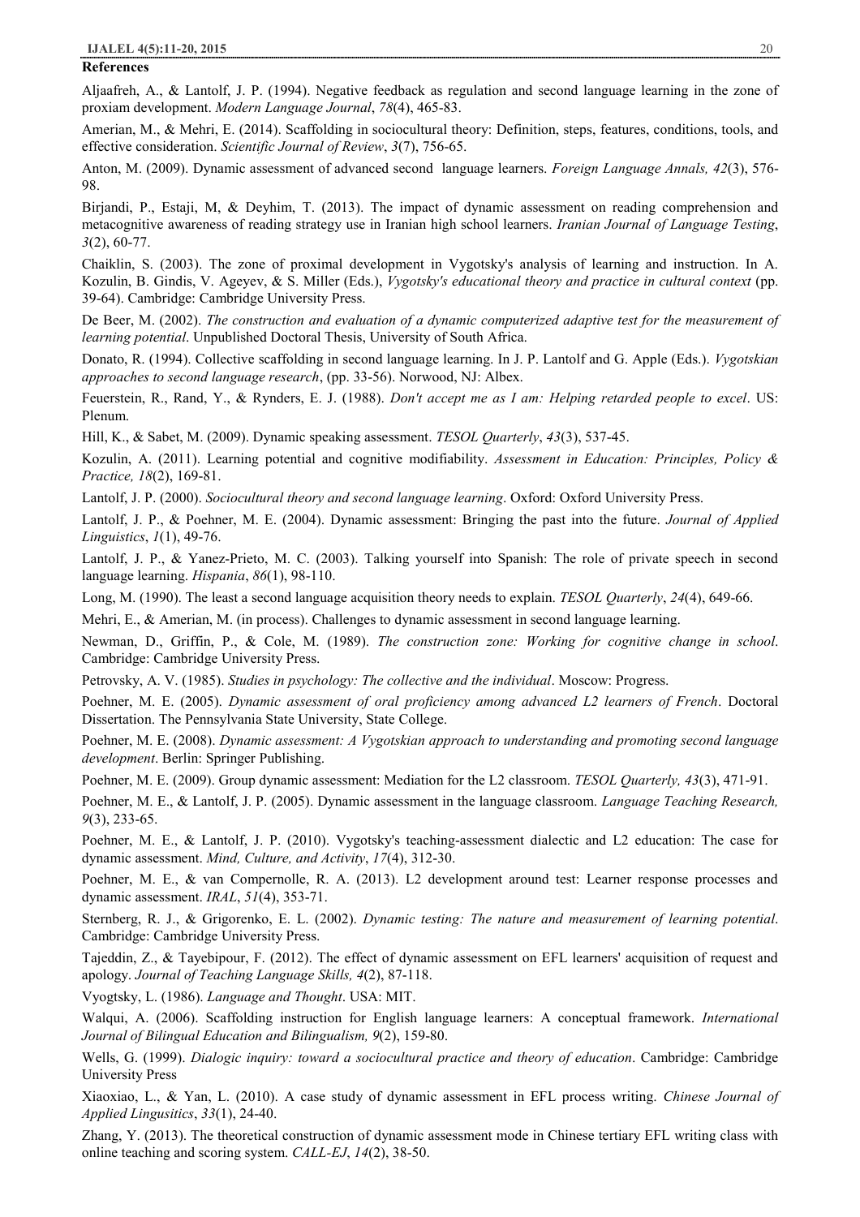## References

Aljaafreh, A., & Lantolf, J. P. (1994). Negative feedback as regulation and second language learning in the zone of proxiam development. *Modern Language Journal*, *78*(4), 465-83.

Amerian, M., & Mehri, E. (2014). Scaffolding in sociocultural theory: Definition, steps, features, conditions, tools, and effective consideration. *Scientific Journal of Review*, *3*(7), 756-65.

Anton, M. (2009). Dynamic assessment of advanced second language learners. *Foreign Language Annals, 42*(3), 576-98.

Birjandi, P., Estaji, M, & Deyhim, T. (2013). The impact of dynamic assessment on reading comprehension and metacognitive awareness of reading strategy use in Iranian high school learners. *Iranian Journal of Language Testing*, *3*(2), 60-77.

Chaiklin, S. (2003). The zone of proximal development in Vygotsky's analysis of learning and instruction. In A. Kozulin, B. Gindis, V. Ageyev, & S. Miller (Eds.), *Vygotsky's educational theory and practice in cultural context* (pp. 39-64). Cambridge: Cambridge University Press.

De Beer, M. (2002). *The construction and evaluation of a dynamic computerized adaptive test for the measurement of learning potential*. Unpublished Doctoral Thesis, University of South Africa.

Donato, R. (1994). Collective scaffolding in second language learning. In J. P. Lantolf and G. Apple (Eds.). *Vygotskian approaches to second language research*, (pp. 33-56). Norwood, NJ: Albex.

Feuerstein, R., Rand, Y., & Rynders, E. J. (1988). *Don't accept me as I am: Helping retarded people to excel*. US: Plenum.

Hill, K., & Sabet, M. (2009). Dynamic speaking assessment. *TESOL Quarterly*, *43*(3), 537-45.

Kozulin, A. (2011). Learning potential and cognitive modifiability. *Assessment in Education: Principles, Policy & Practice, 18*(2), 169-81.

Lantolf, J. P. (2000). *Sociocultural theory and second language learning*. Oxford: Oxford University Press.

Lantolf, J. P., & Poehner, M. E. (2004). Dynamic assessment: Bringing the past into the future. *Journal of Applied Linguistics*, *1*(1), 49-76.

Lantolf, J. P., & Yanez-Prieto, M. C. (2003). Talking yourself into Spanish: The role of private speech in second language learning. *Hispania*, *86*(1), 98-110.

Long, M. (1990). The least a second language acquisition theory needs to explain. *TESOL Quarterly*, *24*(4), 649-66.

Mehri, E., & Amerian, M. (in process). Challenges to dynamic assessment in second language learning.

Newman, D., Griffin, P., & Cole, M. (1989). *The construction zone: Working for cognitive change in school*. Cambridge: Cambridge University Press.

Petrovsky, A. V. (1985). *Studies in psychology: The collective and the individual*. Moscow: Progress.

Poehner, M. E. (2005). *Dynamic assessment of oral proficiency among advanced L2 learners of French*. Doctoral Dissertation. The Pennsylvania State University, State College.

Poehner, M. E. (2008). *Dynamic assessment: A Vygotskian approach to understanding and promoting second language development*. Berlin: Springer Publishing.

Poehner, M. E. (2009). Group dynamic assessment: Mediation for the L2 classroom. *TESOL Quarterly, 43*(3), 471-91.

Poehner, M. E., & Lantolf, J. P. (2005). Dynamic assessment in the language classroom. *Language Teaching Research, 9*(3), 233-65.

Poehner, M. E., & Lantolf, J. P. (2010). Vygotsky's teaching-assessment dialectic and L2 education: The case for dynamic assessment. *Mind, Culture, and Activity*, *17*(4), 312-30.

Poehner, M. E., & van Compernolle, R. A. (2013). L2 development around test: Learner response processes and dynamic assessment. *IRAL*, *51*(4), 353-71.

Sternberg, R. J., & Grigorenko, E. L. (2002). *Dynamic testing: The nature and measurement of learning potential*. Cambridge: Cambridge University Press.

Tajeddin, Z., & Tayebipour, F. (2012). The effect of dynamic assessment on EFL learners' acquisition of request and apology. *Journal of Teaching Language Skills, 4*(2), 87-118.

Vyogtsky, L. (1986). *Language and Thought*. USA: MIT.

Walqui, A. (2006). Scaffolding instruction for English language learners: A conceptual framework. *International Journal of Bilingual Education and Bilingualism, 9*(2), 159-80.

Wells, G. (1999). *Dialogic inquiry: toward a sociocultural practice and theory of education*. Cambridge: Cambridge University Press

Xiaoxiao, L., & Yan, L. (2010). A case study of dynamic assessment in EFL process writing. *Chinese Journal of Applied Lingusitics*, *33*(1), 24-40.

Zhang, Y. (2013). The theoretical construction of dynamic assessment mode in Chinese tertiary EFL writing class with online teaching and scoring system. *CALL-EJ*, *14*(2), 38-50.